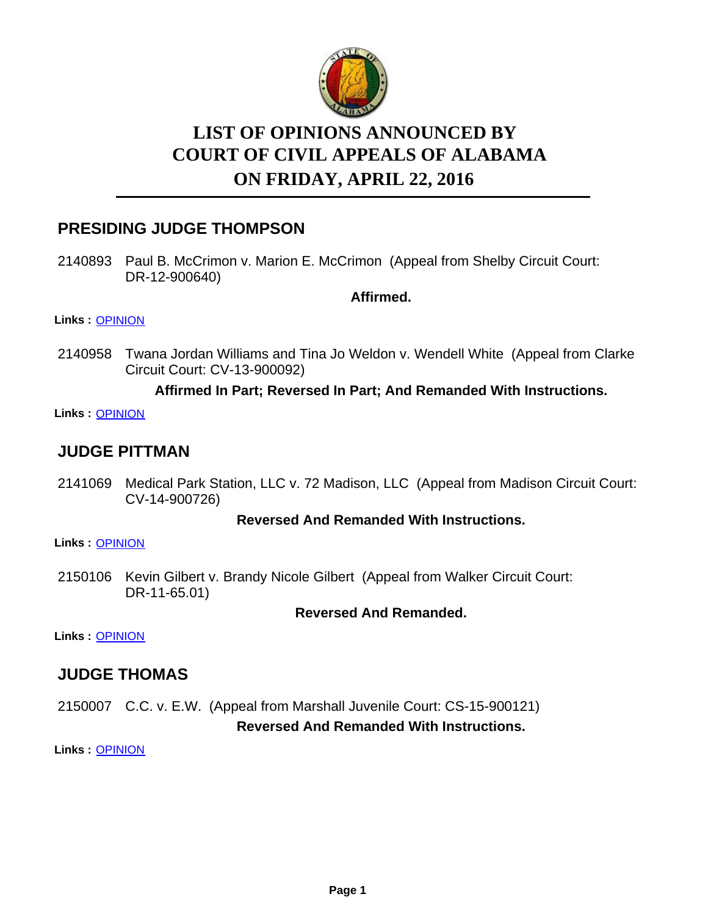# LIST OF OPINIONS ANNOUNCED BY COURT OF CIVIL APPEALS OF ALABAMA ON FRIDAY, APRIL 22, 2016

## PRESIDING JUDGE THOMPSON

2140893 Paul B. McCrimon v. Marion E. McCrimon (Appeal from Shelby Circuit Court: DR-12-900640)

**Affirmed.**

**Links :** OPINION

2140958 Twana Jordan Williams and Tina Jo Weldon v. Wendell White (Appeal from Clarke Circuit Court: CV-13-900092)

**Affirmed In Part; Reversed In Part; And Remanded With Instructions.**

**Links :** OPINION

## JUDGE PITTMAN

2141069 Medical Park Station, LLC v. 72 Madison, LLC (Appeal from Madison Circuit Court: CV-14-900726)

**Reversed And Remanded With Instructions.**

**Links :** OPINION

2150106 Kevin Gilbert v. Brandy Nicole Gilbert (Appeal from Walker Circuit Court: DR-11-65.01)

**Reversed And Remanded.**

**Links :** OPINION

## JUDGE THOMAS

2150007 C.C. v. E.W. (Appeal from Marshall Juvenile Court: CS-15-900121)

**Reversed And Remanded With Instructions.**

**Links :** OPINION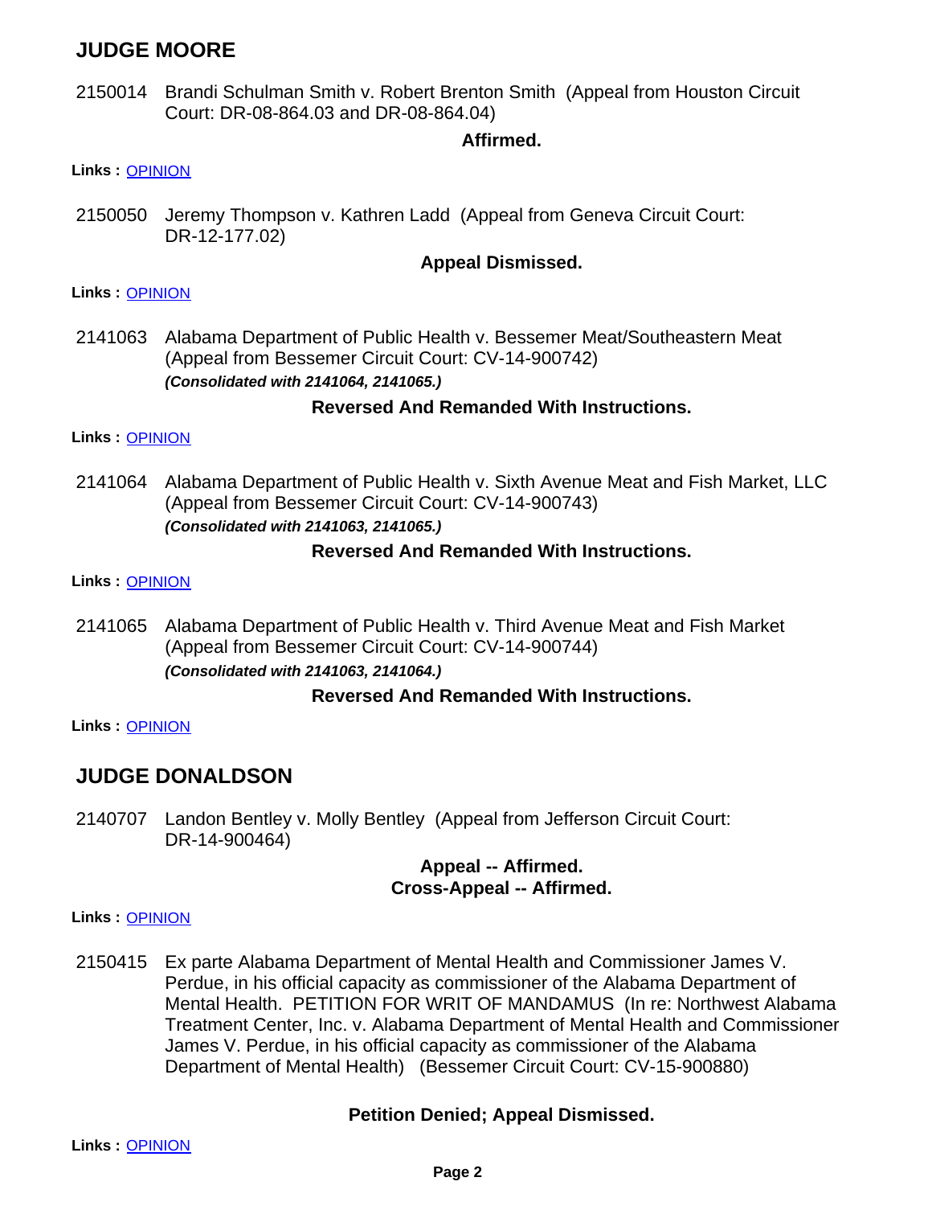## JUDGE MOORE

2150014 Brandi Schulman Smith v. Robert Brenton Smith (Appeal from Houston Circuit Court: DR-08-864.03 and DR-08-864.04)

**Affirmed.**

**Links :** [OPINION]

2150050 Jeremy Thompson v. Kathren Ladd (Appeal from Geneva Circuit Court: DR-12-177.02)

**Appeal Dismissed.**

**Links :** [OPINION]

2141063 Alabama Department of Public Health v. Bessemer Meat/Southeastern Meat (Appeal from Bessemer Circuit Court: CV-14-900742)
***(Consolidated with 2141064, 2141065.)***

**Reversed And Remanded With Instructions.**

**Links :** [OPINION]

2141064 Alabama Department of Public Health v. Sixth Avenue Meat and Fish Market, LLC (Appeal from Bessemer Circuit Court: CV-14-900743)
***(Consolidated with 2141063, 2141065.)***

**Reversed And Remanded With Instructions.**

**Links :** [OPINION]

2141065 Alabama Department of Public Health v. Third Avenue Meat and Fish Market (Appeal from Bessemer Circuit Court: CV-14-900744)
***(Consolidated with 2141063, 2141064.)***

**Reversed And Remanded With Instructions.**

**Links :** [OPINION]

## JUDGE DONALDSON

2140707 Landon Bentley v. Molly Bentley (Appeal from Jefferson Circuit Court: DR-14-900464)

**Appeal -- Affirmed.**
**Cross-Appeal -- Affirmed.**

**Links :** [OPINION]

2150415 Ex parte Alabama Department of Mental Health and Commissioner James V. Perdue, in his official capacity as commissioner of the Alabama Department of Mental Health. PETITION FOR WRIT OF MANDAMUS (In re: Northwest Alabama Treatment Center, Inc. v. Alabama Department of Mental Health and Commissioner James V. Perdue, in his official capacity as commissioner of the Alabama Department of Mental Health) (Bessemer Circuit Court: CV-15-900880)

**Petition Denied; Appeal Dismissed.**

**Links :** [OPINION]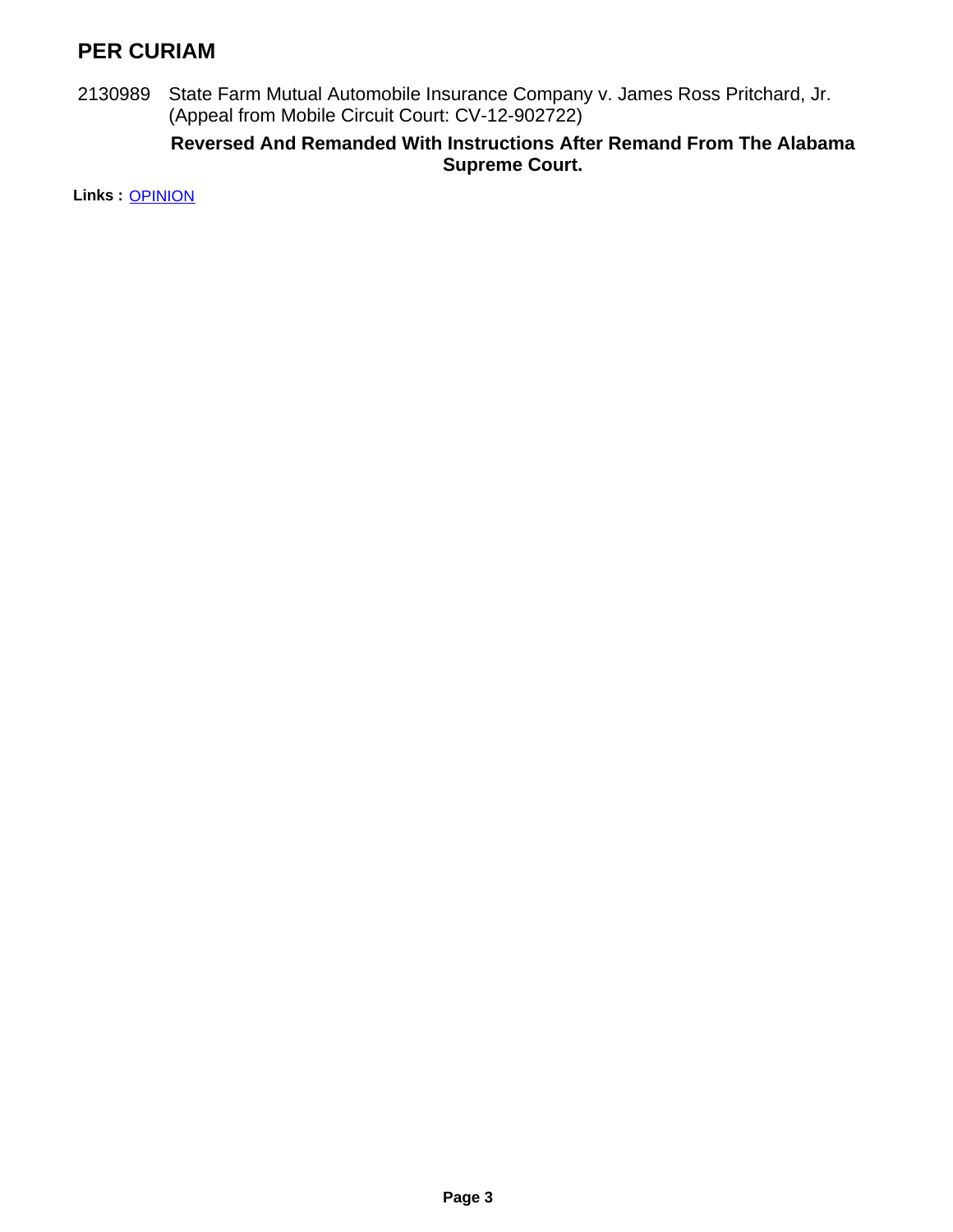## PER CURIAM

2130989 State Farm Mutual Automobile Insurance Company v. James Ross Pritchard, Jr. (Appeal from Mobile Circuit Court: CV-12-902722)

**Reversed And Remanded With Instructions After Remand From The Alabama Supreme Court.**

**Links :** OPINION